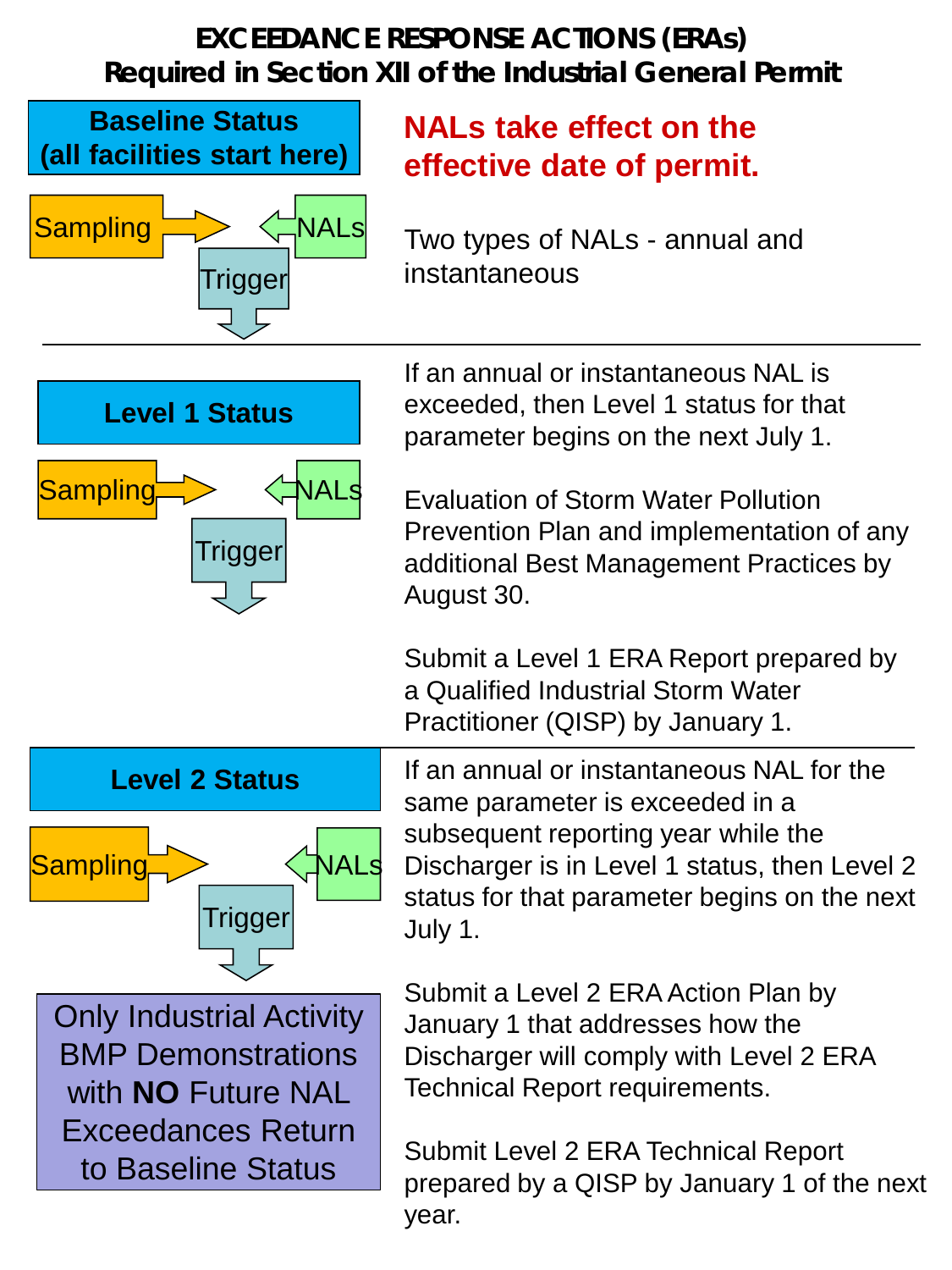# EXCEEDANCE RESPONSE ACTIONS (ERAs)
## Required in Section XII of the Industrial General Permit

### Baseline Status (all facilities start here)

Sampling → Trigger ← NALs

**NALs take effect on the effective date of permit.**

Two types of NALs - annual and instantaneous

---

### Level 1 Status

Sampling → Trigger ← NALs

If an annual or instantaneous NAL is exceeded, then Level 1 status for that parameter begins on the next July 1.

Evaluation of Storm Water Pollution Prevention Plan and implementation of any additional Best Management Practices by August 30.

Submit a Level 1 ERA Report prepared by a Qualified Industrial Storm Water Practitioner (QISP) by January 1.

---

### Level 2 Status

Sampling → Trigger ← NALs

If an annual or instantaneous NAL for the same parameter is exceeded in a subsequent reporting year while the Discharger is in Level 1 status, then Level 2 status for that parameter begins on the next July 1.

Only Industrial Activity BMP Demonstrations with **NO** Future NAL Exceedances Return to Baseline Status

Submit a Level 2 ERA Action Plan by January 1 that addresses how the Discharger will comply with Level 2 ERA Technical Report requirements.

Submit Level 2 ERA Technical Report prepared by a QISP by January 1 of the next year.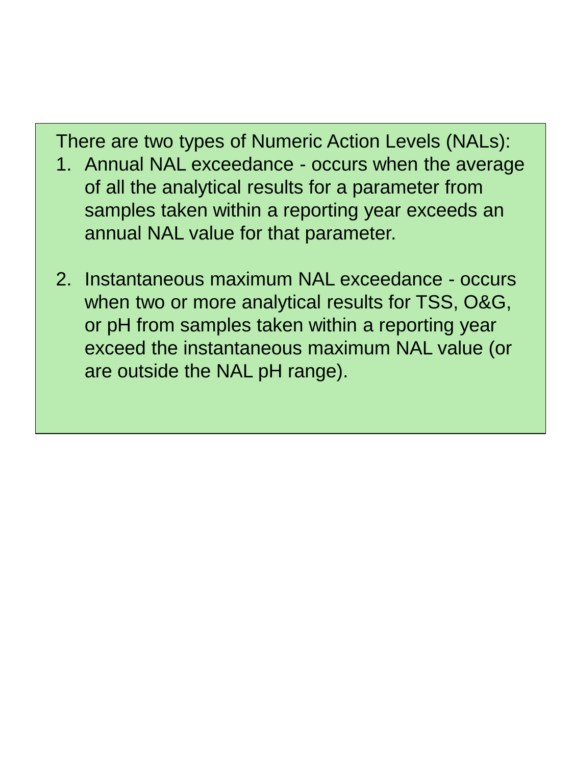There are two types of Numeric Action Levels (NALs):

1. Annual NAL exceedance - occurs when the average of all the analytical results for a parameter from samples taken within a reporting year exceeds an annual NAL value for that parameter.

2. Instantaneous maximum NAL exceedance - occurs when two or more analytical results for TSS, O&G, or pH from samples taken within a reporting year exceed the instantaneous maximum NAL value (or are outside the NAL pH range).